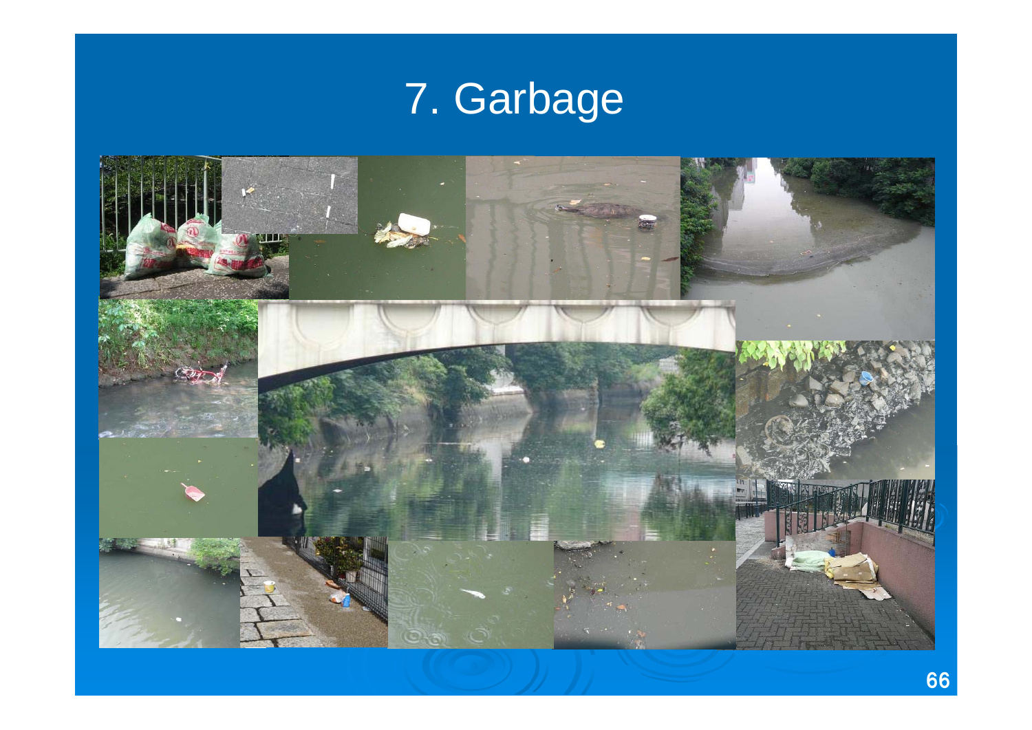# 7. Garbage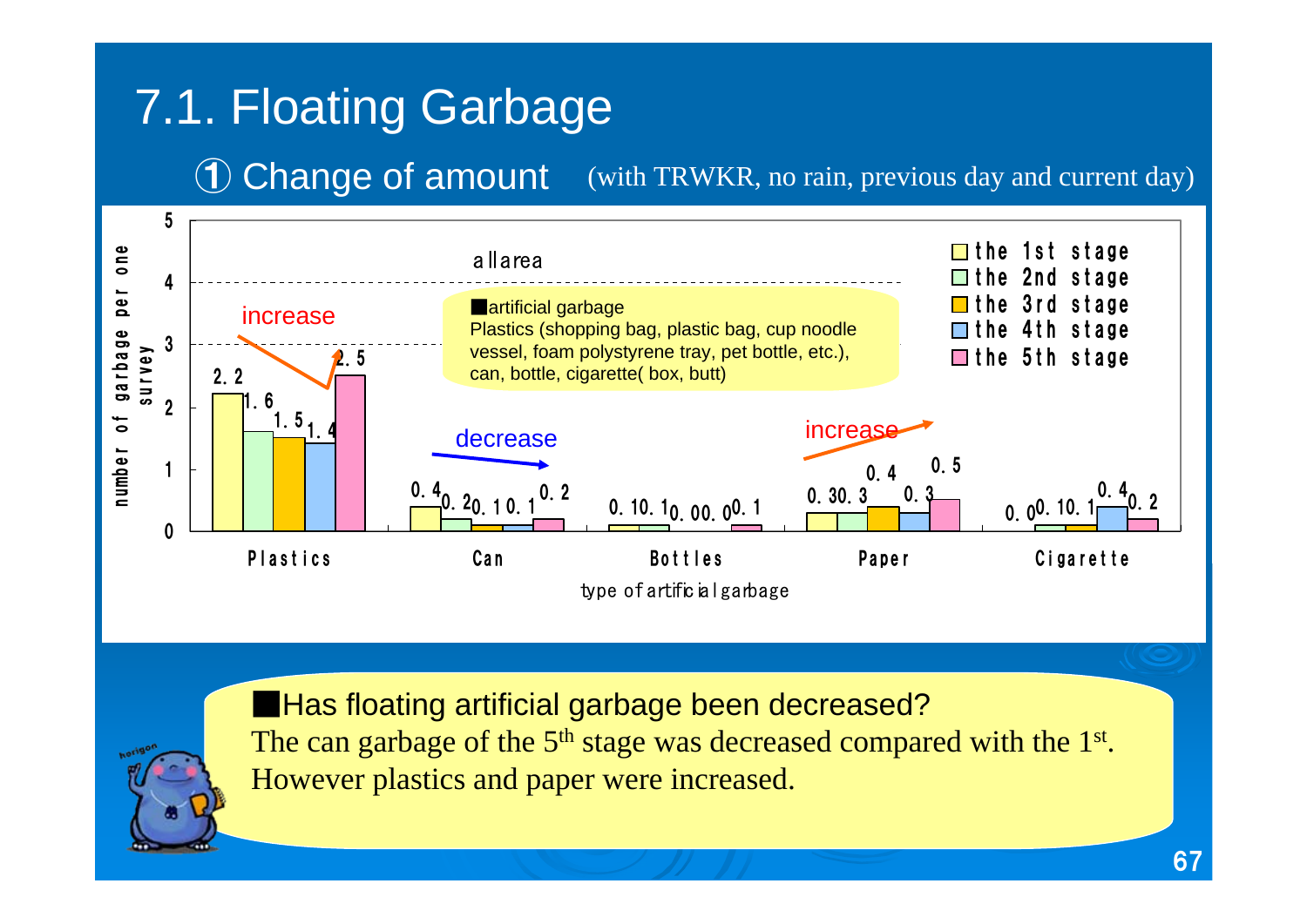# 7.1. Floating Garbage

## ① Change of amount (with TRWKR, no rain, previous day and current day)

all area

■artificial garbage
Plastics (shopping bag, plastic bag, cup noodle vessel, foam polystyrene tray, pet bottle, etc.), can, bottle, cigarette( box, butt)

| type of artificial garbage | the 1st stage | the 2nd stage | the 3rd stage | the 4th stage | the 5th stage |
|---|---|---|---|---|---|
| Plastics | 2.2 | 1.6 | 1.5 | 1.4 | 2.5 |
| Can | 0.4 | 0.2 | 0.1 | 0.1 | 0.2 |
| Bottles | 0.1 | 0.1 | 0.0 | 0.0 | 0.1 |
| Paper | 0.3 | 0.3 | 0.4 | 0.3 | 0.5 |
| Cigarette | 0.0 | 0.1 | 0.1 | 0.4 | 0.2 |

(y-axis: number of garbage per one survey; Plastics: increase; Can: decrease; Paper: increase)

■Has floating artificial garbage been decreased?
The can garbage of the 5th stage was decreased compared with the 1st.
However plastics and paper were increased.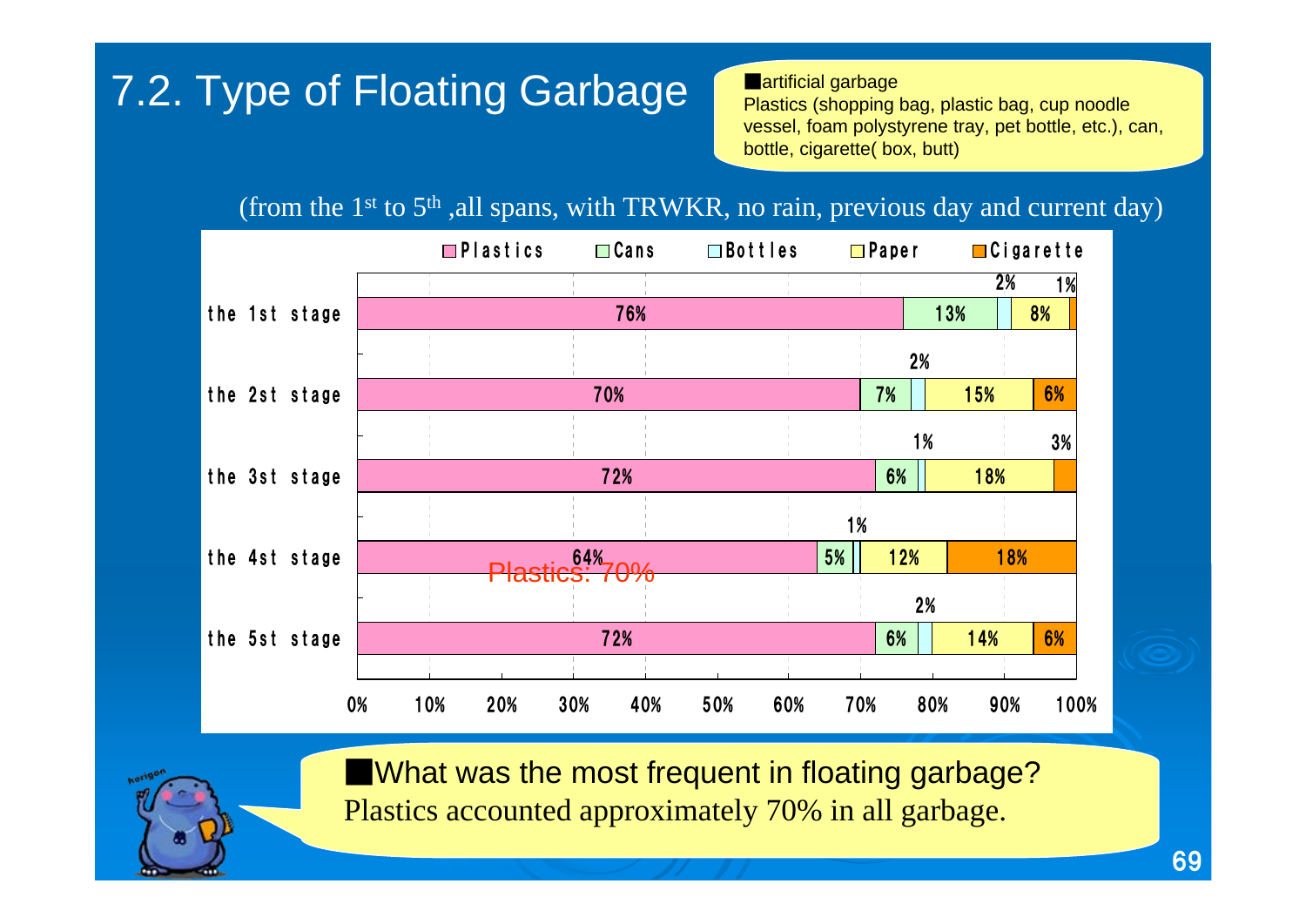# 7.2. Type of Floating Garbage

■artificial garbage
Plastics (shopping bag, plastic bag, cup noodle vessel, foam polystyrene tray, pet bottle, etc.), can, bottle, cigarette( box, butt)

(from the 1st to 5th ,all spans, with TRWKR, no rain, previous day and current day)

Plastics
Cans
Bottles
Paper
Cigarette

the 1st stage: 76% 13% 2% 8% 1%

the 2st stage: 70% 7% 2% 15% 6%

the 3st stage: 72% 6% 1% 18% 3%

the 4st stage: 64% 5% 1% 12% 18%

the 5st stage: 72% 6% 2% 14% 6%

Plastics: 70%

0% 10% 20% 30% 40% 50% 60% 70% 80% 90% 100%

■What was the most frequent in floating garbage?
Plastics accounted approximately 70% in all garbage.